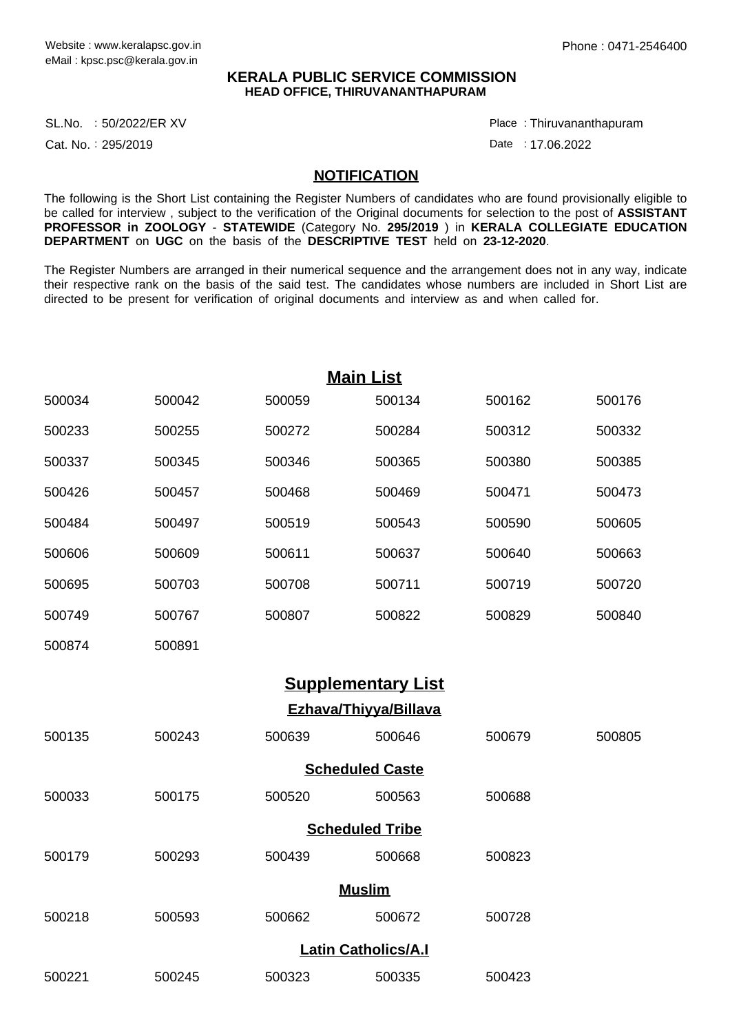Website : www.keralapsc.gov.in
eMail : kpsc.psc@kerala.gov.in

Phone : 0471-2546400

**KERALA PUBLIC SERVICE COMMISSION**
**HEAD OFFICE, THIRUVANANTHAPURAM**

SL.No. : 50/2022/ER XV
Cat. No. : 295/2019

Place : Thiruvananthapuram
Date : 17.06.2022

## NOTIFICATION

The following is the Short List containing the Register Numbers of candidates who are found provisionally eligible to be called for interview , subject to the verification of the Original documents for selection to the post of **ASSISTANT PROFESSOR in ZOOLOGY** - **STATEWIDE** (Category No. **295/2019** ) in **KERALA COLLEGIATE EDUCATION DEPARTMENT** on **UGC** on the basis of the **DESCRIPTIVE TEST** held on **23-12-2020**.

The Register Numbers are arranged in their numerical sequence and the arrangement does not in any way, indicate their respective rank on the basis of the said test. The candidates whose numbers are included in Short List are directed to be present for verification of original documents and interview as and when called for.

## Main List

| | | | | | |
|---|---|---|---|---|---|
| 500034 | 500042 | 500059 | 500134 | 500162 | 500176 |
| 500233 | 500255 | 500272 | 500284 | 500312 | 500332 |
| 500337 | 500345 | 500346 | 500365 | 500380 | 500385 |
| 500426 | 500457 | 500468 | 500469 | 500471 | 500473 |
| 500484 | 500497 | 500519 | 500543 | 500590 | 500605 |
| 500606 | 500609 | 500611 | 500637 | 500640 | 500663 |
| 500695 | 500703 | 500708 | 500711 | 500719 | 500720 |
| 500749 | 500767 | 500807 | 500822 | 500829 | 500840 |
| 500874 | 500891 | | | | |

## Supplementary List

### Ezhava/Thiyya/Billava

| | | | | | |
|---|---|---|---|---|---|
| 500135 | 500243 | 500639 | 500646 | 500679 | 500805 |

### Scheduled Caste

| | | | | |
|---|---|---|---|---|
| 500033 | 500175 | 500520 | 500563 | 500688 |

### Scheduled Tribe

| | | | | |
|---|---|---|---|---|
| 500179 | 500293 | 500439 | 500668 | 500823 |

### Muslim

| | | | | |
|---|---|---|---|---|
| 500218 | 500593 | 500662 | 500672 | 500728 |

### Latin Catholics/A.I

| | | | | |
|---|---|---|---|---|
| 500221 | 500245 | 500323 | 500335 | 500423 |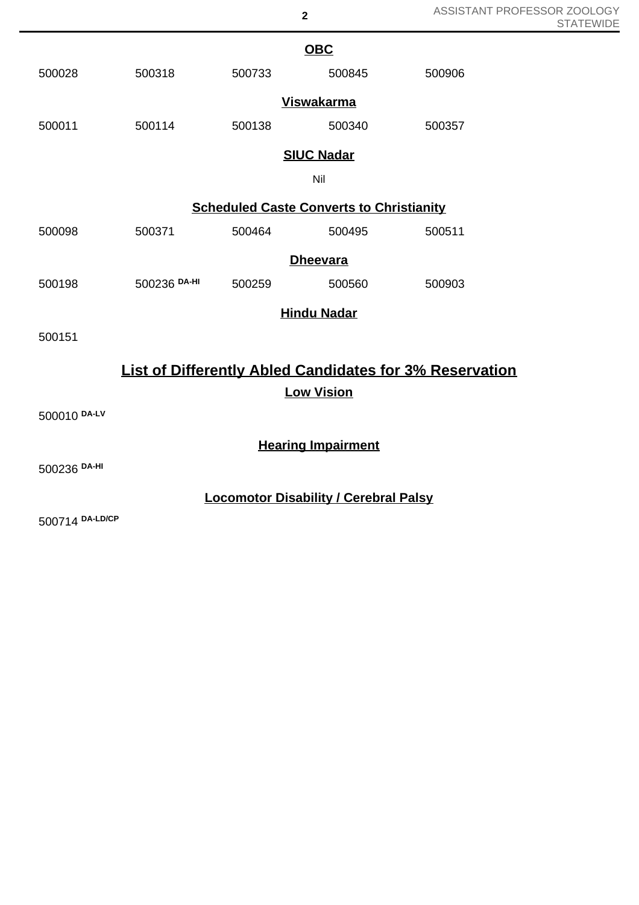### OBC

| | | | | |
|---|---|---|---|---|
| 500028 | 500318 | 500733 | 500845 | 500906 |

### Viswakarma

| | | | | |
|---|---|---|---|---|
| 500011 | 500114 | 500138 | 500340 | 500357 |

### SIUC Nadar

Nil

### Scheduled Caste Converts to Christianity

| | | | | |
|---|---|---|---|---|
| 500098 | 500371 | 500464 | 500495 | 500511 |

### Dheevara

| | | | | |
|---|---|---|---|---|
| 500198 | 500236 DA-HI | 500259 | 500560 | 500903 |

### Hindu Nadar

500151

## List of Differently Abled Candidates for 3% Reservation

### Low Vision

500010 DA-LV

### Hearing Impairment

500236 DA-HI

### Locomotor Disability / Cerebral Palsy

500714 DA-LD/CP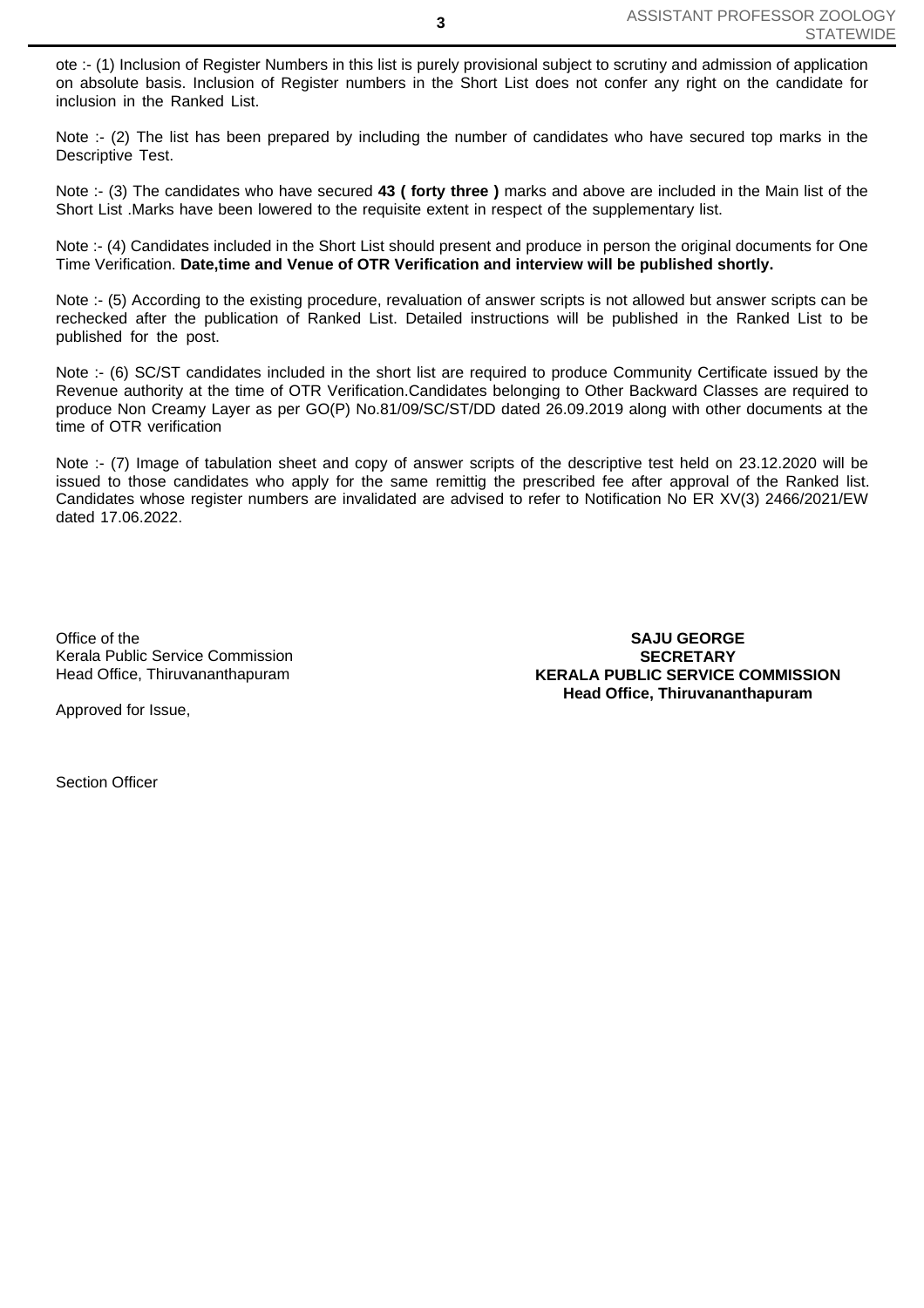ote :- (1) Inclusion of Register Numbers in this list is purely provisional subject to scrutiny and admission of application on absolute basis. Inclusion of Register numbers in the Short List does not confer any right on the candidate for inclusion in the Ranked List.

Note :- (2) The list has been prepared by including the number of candidates who have secured top marks in the Descriptive Test.

Note :- (3) The candidates who have secured **43 ( forty three )** marks and above are included in the Main list of the Short List .Marks have been lowered to the requisite extent in respect of the supplementary list.

Note :- (4) Candidates included in the Short List should present and produce in person the original documents for One Time Verification. **Date,time and Venue of OTR Verification and interview will be published shortly.**

Note :- (5) According to the existing procedure, revaluation of answer scripts is not allowed but answer scripts can be rechecked after the publication of Ranked List. Detailed instructions will be published in the Ranked List to be published for the post.

Note :- (6) SC/ST candidates included in the short list are required to produce Community Certificate issued by the Revenue authority at the time of OTR Verification.Candidates belonging to Other Backward Classes are required to produce Non Creamy Layer as per GO(P) No.81/09/SC/ST/DD dated 26.09.2019 along with other documents at the time of OTR verification

Note :- (7) Image of tabulation sheet and copy of answer scripts of the descriptive test held on 23.12.2020 will be issued to those candidates who apply for the same remittig the prescribed fee after approval of the Ranked list. Candidates whose register numbers are invalidated are advised to refer to Notification No ER XV(3) 2466/2021/EW dated 17.06.2022.

Office of the
Kerala Public Service Commission
Head Office, Thiruvananthapuram

**SAJU GEORGE**
**SECRETARY**
**KERALA PUBLIC SERVICE COMMISSION**
**Head Office, Thiruvananthapuram**

Approved for Issue,

Section Officer